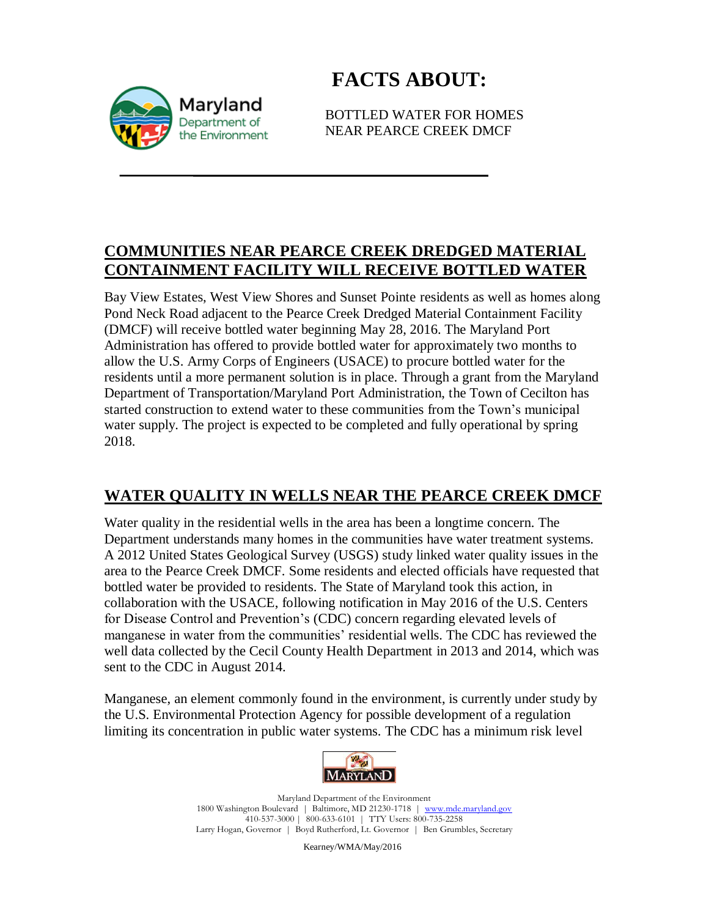# FACTS ABOUT:

BOTTLED WATER FOR HOMES
NEAR PEARCE CREEK DMCF

## COMMUNITIES NEAR PEARCE CREEK DREDGED MATERIAL CONTAINMENT FACILITY WILL RECEIVE BOTTLED WATER

Bay View Estates, West View Shores and Sunset Pointe residents as well as homes along Pond Neck Road adjacent to the Pearce Creek Dredged Material Containment Facility (DMCF) will receive bottled water beginning May 28, 2016. The Maryland Port Administration has offered to provide bottled water for approximately two months to allow the U.S. Army Corps of Engineers (USACE) to procure bottled water for the residents until a more permanent solution is in place. Through a grant from the Maryland Department of Transportation/Maryland Port Administration, the Town of Cecilton has started construction to extend water to these communities from the Town's municipal water supply. The project is expected to be completed and fully operational by spring 2018.

## WATER QUALITY IN WELLS NEAR THE PEARCE CREEK DMCF

Water quality in the residential wells in the area has been a longtime concern. The Department understands many homes in the communities have water treatment systems. A 2012 United States Geological Survey (USGS) study linked water quality issues in the area to the Pearce Creek DMCF. Some residents and elected officials have requested that bottled water be provided to residents. The State of Maryland took this action, in collaboration with the USACE, following notification in May 2016 of the U.S. Centers for Disease Control and Prevention's (CDC) concern regarding elevated levels of manganese in water from the communities' residential wells. The CDC has reviewed the well data collected by the Cecil County Health Department in 2013 and 2014, which was sent to the CDC in August 2014.

Manganese, an element commonly found in the environment, is currently under study by the U.S. Environmental Protection Agency for possible development of a regulation limiting its concentration in public water systems. The CDC has a minimum risk level

Maryland Department of the Environment
1800 Washington Boulevard | Baltimore, MD 21230-1718 | www.mde.maryland.gov
410-537-3000 | 800-633-6101 | TTY Users: 800-735-2258
Larry Hogan, Governor | Boyd Rutherford, Lt. Governor | Ben Grumbles, Secretary

Kearney/WMA/May/2016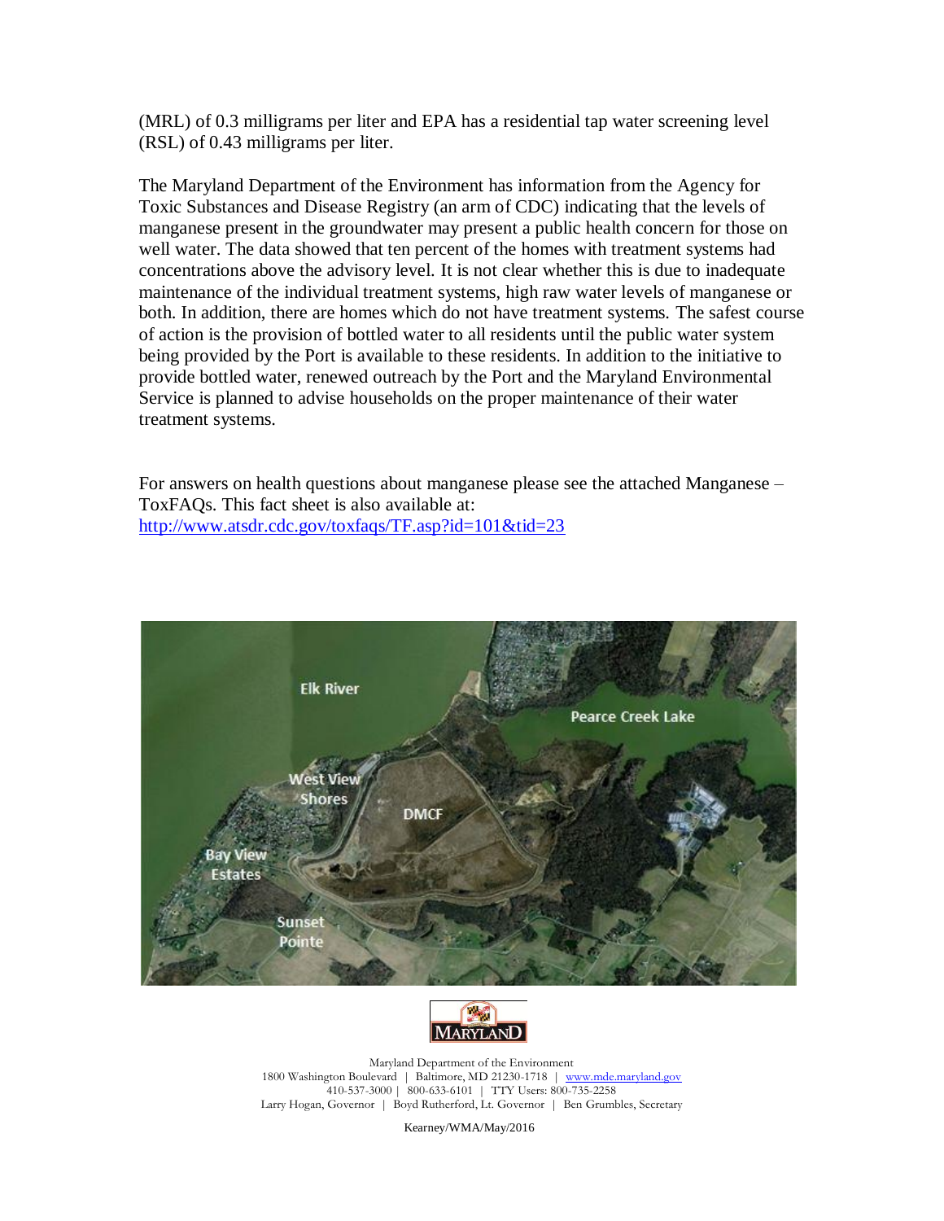(MRL) of 0.3 milligrams per liter and EPA has a residential tap water screening level (RSL) of 0.43 milligrams per liter.

The Maryland Department of the Environment has information from the Agency for Toxic Substances and Disease Registry (an arm of CDC) indicating that the levels of manganese present in the groundwater may present a public health concern for those on well water. The data showed that ten percent of the homes with treatment systems had concentrations above the advisory level. It is not clear whether this is due to inadequate maintenance of the individual treatment systems, high raw water levels of manganese or both. In addition, there are homes which do not have treatment systems. The safest course of action is the provision of bottled water to all residents until the public water system being provided by the Port is available to these residents. In addition to the initiative to provide bottled water, renewed outreach by the Port and the Maryland Environmental Service is planned to advise households on the proper maintenance of their water treatment systems.

For answers on health questions about manganese please see the attached Manganese – ToxFAQs. This fact sheet is also available at: http://www.atsdr.cdc.gov/toxfaqs/TF.asp?id=101&tid=23

Maryland Department of the Environment
1800 Washington Boulevard | Baltimore, MD 21230-1718 | www.mde.maryland.gov
410-537-3000 | 800-633-6101 | TTY Users: 800-735-2258
Larry Hogan, Governor | Boyd Rutherford, Lt. Governor | Ben Grumbles, Secretary

Kearney/WMA/May/2016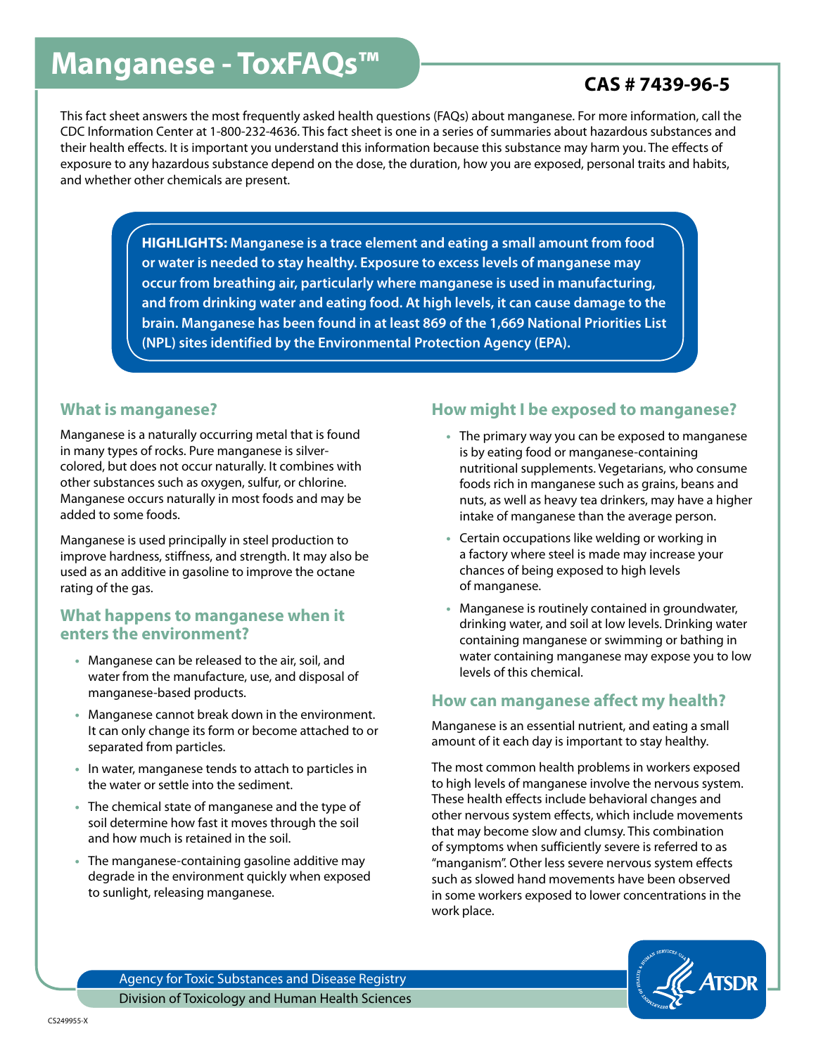# Manganese - ToxFAQs™

**CAS # 7439-96-5**

This fact sheet answers the most frequently asked health questions (FAQs) about manganese. For more information, call the CDC Information Center at 1-800-232-4636. This fact sheet is one in a series of summaries about hazardous substances and their health effects. It is important you understand this information because this substance may harm you. The effects of exposure to any hazardous substance depend on the dose, the duration, how you are exposed, personal traits and habits, and whether other chemicals are present.

**HIGHLIGHTS: Manganese is a trace element and eating a small amount from food or water is needed to stay healthy. Exposure to excess levels of manganese may occur from breathing air, particularly where manganese is used in manufacturing, and from drinking water and eating food. At high levels, it can cause damage to the brain. Manganese has been found in at least 869 of the 1,669 National Priorities List (NPL) sites identified by the Environmental Protection Agency (EPA).**

## What is manganese?

Manganese is a naturally occurring metal that is found in many types of rocks. Pure manganese is silver-colored, but does not occur naturally. It combines with other substances such as oxygen, sulfur, or chlorine. Manganese occurs naturally in most foods and may be added to some foods.

Manganese is used principally in steel production to improve hardness, stiffness, and strength. It may also be used as an additive in gasoline to improve the octane rating of the gas.

## What happens to manganese when it enters the environment?

- Manganese can be released to the air, soil, and water from the manufacture, use, and disposal of manganese-based products.
- Manganese cannot break down in the environment. It can only change its form or become attached to or separated from particles.
- In water, manganese tends to attach to particles in the water or settle into the sediment.
- The chemical state of manganese and the type of soil determine how fast it moves through the soil and how much is retained in the soil.
- The manganese-containing gasoline additive may degrade in the environment quickly when exposed to sunlight, releasing manganese.

## How might I be exposed to manganese?

- The primary way you can be exposed to manganese is by eating food or manganese-containing nutritional supplements. Vegetarians, who consume foods rich in manganese such as grains, beans and nuts, as well as heavy tea drinkers, may have a higher intake of manganese than the average person.
- Certain occupations like welding or working in a factory where steel is made may increase your chances of being exposed to high levels of manganese.
- Manganese is routinely contained in groundwater, drinking water, and soil at low levels. Drinking water containing manganese or swimming or bathing in water containing manganese may expose you to low levels of this chemical.

## How can manganese affect my health?

Manganese is an essential nutrient, and eating a small amount of it each day is important to stay healthy.

The most common health problems in workers exposed to high levels of manganese involve the nervous system. These health effects include behavioral changes and other nervous system effects, which include movements that may become slow and clumsy. This combination of symptoms when sufficiently severe is referred to as "manganism". Other less severe nervous system effects such as slowed hand movements have been observed in some workers exposed to lower concentrations in the work place.

Agency for Toxic Substances and Disease Registry
Division of Toxicology and Human Health Sciences

CS249955-X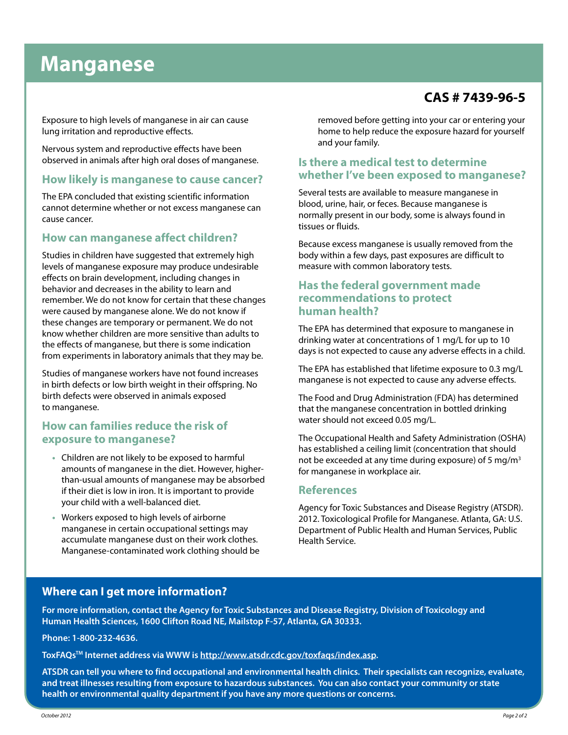# Manganese

**CAS # 7439-96-5**

Exposure to high levels of manganese in air can cause lung irritation and reproductive effects.

Nervous system and reproductive effects have been observed in animals after high oral doses of manganese.

## How likely is manganese to cause cancer?

The EPA concluded that existing scientific information cannot determine whether or not excess manganese can cause cancer.

## How can manganese affect children?

Studies in children have suggested that extremely high levels of manganese exposure may produce undesirable effects on brain development, including changes in behavior and decreases in the ability to learn and remember. We do not know for certain that these changes were caused by manganese alone. We do not know if these changes are temporary or permanent. We do not know whether children are more sensitive than adults to the effects of manganese, but there is some indication from experiments in laboratory animals that they may be.

Studies of manganese workers have not found increases in birth defects or low birth weight in their offspring. No birth defects were observed in animals exposed to manganese.

## How can families reduce the risk of exposure to manganese?

- Children are not likely to be exposed to harmful amounts of manganese in the diet. However, higher-than-usual amounts of manganese may be absorbed if their diet is low in iron. It is important to provide your child with a well-balanced diet.
- Workers exposed to high levels of airborne manganese in certain occupational settings may accumulate manganese dust on their work clothes. Manganese-contaminated work clothing should be removed before getting into your car or entering your home to help reduce the exposure hazard for yourself and your family.

## Is there a medical test to determine whether I've been exposed to manganese?

Several tests are available to measure manganese in blood, urine, hair, or feces. Because manganese is normally present in our body, some is always found in tissues or fluids.

Because excess manganese is usually removed from the body within a few days, past exposures are difficult to measure with common laboratory tests.

## Has the federal government made recommendations to protect human health?

The EPA has determined that exposure to manganese in drinking water at concentrations of 1 mg/L for up to 10 days is not expected to cause any adverse effects in a child.

The EPA has established that lifetime exposure to 0.3 mg/L manganese is not expected to cause any adverse effects.

The Food and Drug Administration (FDA) has determined that the manganese concentration in bottled drinking water should not exceed 0.05 mg/L.

The Occupational Health and Safety Administration (OSHA) has established a ceiling limit (concentration that should not be exceeded at any time during exposure) of 5 $mg/m^3$ for manganese in workplace air.

## References

Agency for Toxic Substances and Disease Registry (ATSDR). 2012. Toxicological Profile for Manganese. Atlanta, GA: U.S. Department of Public Health and Human Services, Public Health Service.

## Where can I get more information?

**For more information, contact the Agency for Toxic Substances and Disease Registry, Division of Toxicology and Human Health Sciences, 1600 Clifton Road NE, Mailstop F-57, Atlanta, GA 30333.**

**Phone: 1-800-232-4636.**

**ToxFAQs™ Internet address via WWW is http://www.atsdr.cdc.gov/toxfaqs/index.asp.**

**ATSDR can tell you where to find occupational and environmental health clinics. Their specialists can recognize, evaluate, and treat illnesses resulting from exposure to hazardous substances. You can also contact your community or state health or environmental quality department if you have any more questions or concerns.**

*October 2012*